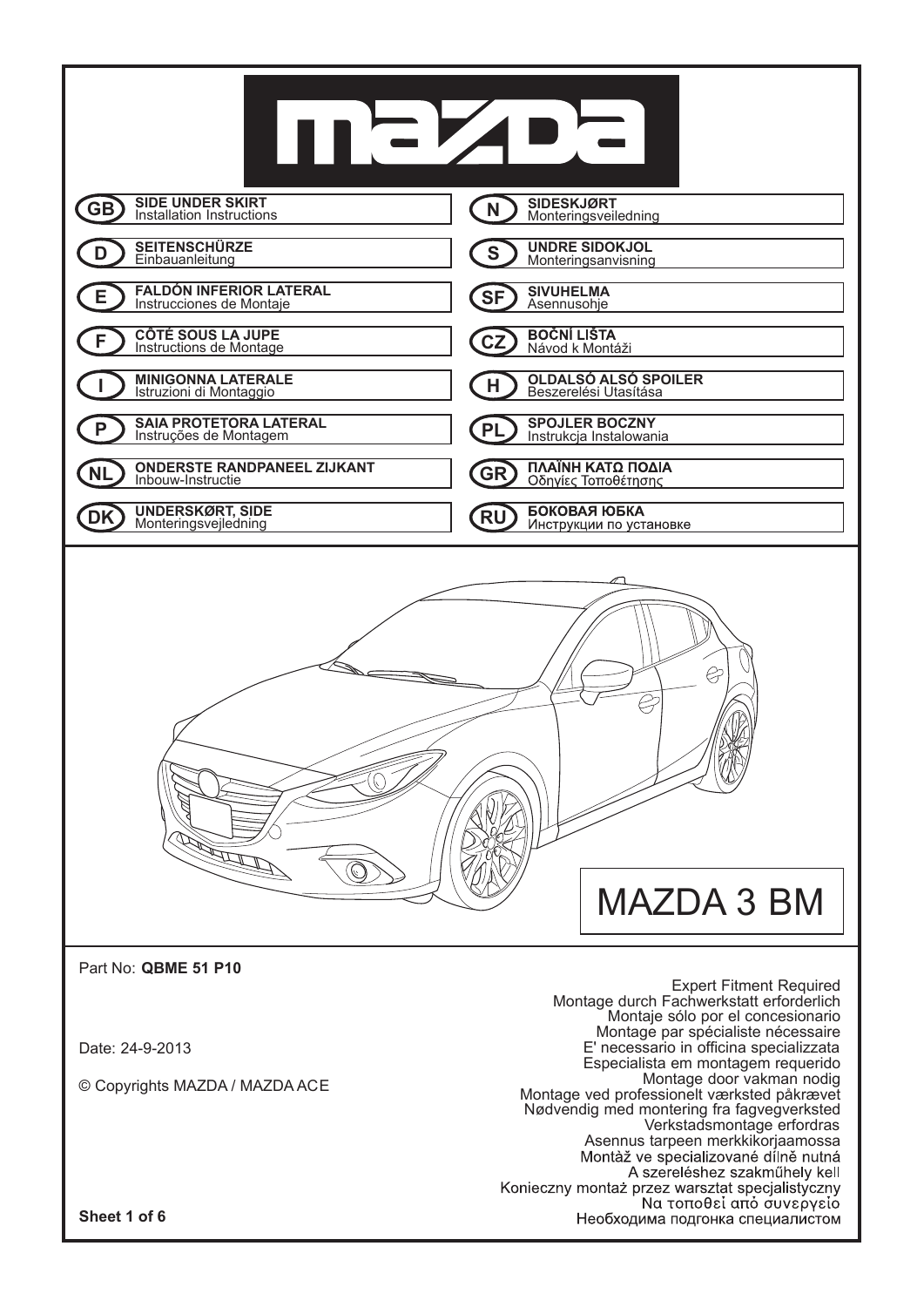# mazda

| | | | | |
|---|---|---|---|---|
| GB | **SIDE UNDER SKIRT** Installation Instructions | | N | **SIDESKJØRT** Monteringsveiledning |
| D | **SEITENSCHÜRZE** Einbauanleitung | | S | **UNDRE SIDOKJOL** Monteringsanvisning |
| E | **FALDÓN INFERIOR LATERAL** Instrucciones de Montaje | | SF | **SIVUHELMA** Asennusohje |
| F | **CÔTÉ SOUS LA JUPE** Instructions de Montage | | CZ | **BOČNÍ LIŠTA** Návod k Montáži |
| I | **MINIGONNA LATERALE** Istruzioni di Montaggio | | H | **OLDALSÓ ALSÓ SPOILER** Beszerelési Utasítása |
| P | **SAIA PROTETORA LATERAL** Instruções de Montagem | | PL | **SPOJLER BOCZNY** Instrukcja Instalowania |
| NL | **ONDERSTE RANDPANEEL ZIJKANT** Inbouw-Instructie | | GR | **ΠΛΑΪΝΗ ΚΑΤΩ ΠΟΔΙΑ** Οδηγίες Τοποθέτησης |
| DK | **UNDERSKØRT, SIDE** Monteringsvejledning | | RU | **БОКОВАЯ ЮБКА** Инструкции по установке |

MAZDA 3 BM

Part No: **QBME 51 P10**

Date: 24-9-2013

© Copyrights MAZDA / MAZDA ACE

Expert Fitment Required
Montage durch Fachwerkstatt erforderlich
Montaje sólo por el concesionario
Montage par spécialiste nécessaire
E' necessario in officina specializzata
Especialista em montagem requerido
Montage door vakman nodig
Montage ved professionelt værksted påkrævet
Nødvendig med montering fra fagvegverksted
Verkstadsmontage erfordras
Asennus tarpeen merkkikorjaamossa
Montáž ve specializované dílně nutná
A szereléshez szakműhely kell
Konieczny montaż przez warsztat specjalistyczny
Να τοποθεί από συνεργείο
Необходима подгонка специалистом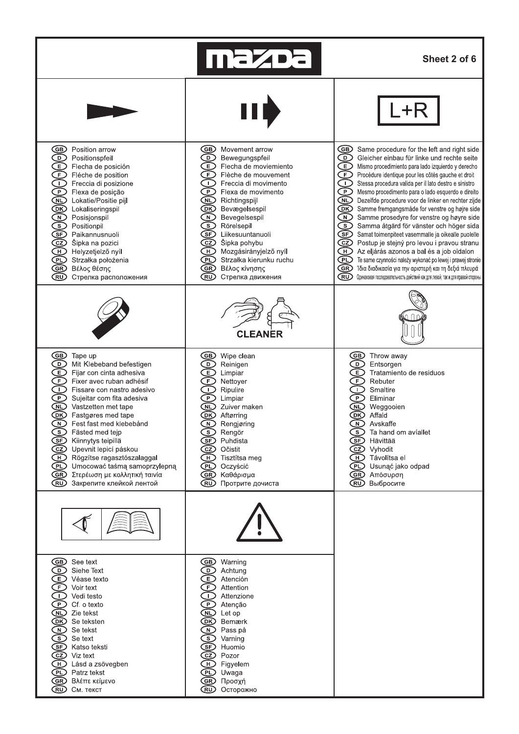# mazda

Sheet 2 of 6

| Position arrow | Movement arrow | L+R |
|---|---|---|
| GB Position arrow<br>D Positionspfeil<br>E Flecha de posición<br>F Fléche de position<br>I Freccia di posizione<br>P Flexa de posição<br>NL Lokatie/Positie pijl<br>DK Lokaliseringspil<br>N Posisjonspil<br>S Positionpil<br>SF Paikannusnuoli<br>CZ Šipka na pozici<br>H Helyzetjelző nyíl<br>PL Strzałka położenia<br>GR Βέλος θέσης<br>RU Стрелка расположения | GB Movement arrow<br>D Bewegungspfeil<br>E Flecha de moviemiento<br>F Flèche de mouvement<br>I Freccia di movimento<br>P Flexa de movimento<br>NL Richtingspijl<br>DK Bevægelsespil<br>N Bevegelsespil<br>S Rörelsepil<br>SF Liikesuuntanuoli<br>CZ Šipka pohybu<br>H Mozgásirányjelző nyíl<br>PL Strzałka kierunku ruchu<br>GR Βέλος κίνησης<br>RU Стрелка движения | GB Same procedure for the left and right side<br>D Gleicher einbau für linke und rechte seite<br>E Mismo procedimiento para lado izquierdo y derecho<br>F Procédure identique pour les côtés gauche et droit<br>I Stessa procedura valida per il lato destro e sinistro<br>P Mesmo procedimento para o lado esquerdo e direito<br>NL Dezelfde procedure voor de linker en rechter zijde<br>DK Samme fremgangsmåde for venstre og højre side<br>N Samme prosedyre for venstre og høyre side<br>S Samma åtgärd för vänster och höger sida<br>SF Samat toimenpiteet vasemmalle ja oikealle puolelle<br>CZ Postup je stejný pro levou i pravou stranu<br>H Az eljárás azonos a bal és a job oldalon<br>PL Te same czynności należy wykonać po lewej i prawej stronie<br>GR Ίδια διαδικασία για την αριστερή και τη δεξιά πλευρά<br>RU Одинаковая последовательность действий как для левой, так и для правой стороны |
| | CLEANER | |
| GB Tape up<br>D Mit Klebeband befestigen<br>E Fijar con cinta adhesiva<br>F Fixer avec ruban adhésif<br>I Fissare con nastro adesivo<br>P Sujeitar com fita adesiva<br>NL Vastzetten met tape<br>DK Fastgøres med tape<br>N Fest fast med klebebånd<br>S Fästed med tejp<br>SF Kiinnytys teipillä<br>CZ Upevnit lepicí páskou<br>H Rögzítse ragasztószalaggal<br>PL Umocować taśmą samoprzylepną<br>GR Στερέωση με κολλητική ταινία<br>RU Закрепите клейкой лентой | GB Wipe clean<br>D Reinigen<br>E Limpiar<br>F Nettoyer<br>I Ripulire<br>P Limpiar<br>NL Zuiver maken<br>DK Aftørring<br>N Rengjøring<br>S Rengör<br>SF Puhdista<br>CZ Očistit<br>H Tisztítsa meg<br>PL Oczyścić<br>GR Καθάρισμα<br>RU Протрите дочиста | GB Throw away<br>D Entsorgen<br>E Tratamiento de residuos<br>F Rebuter<br>I Smaltire<br>P Eliminar<br>NL Weggooien<br>DK Affald<br>N Avskaffe<br>S Ta hand om aviallet<br>SF Hävittää<br>CZ Vyhodit<br>H Távolítsa el<br>PL Usunąć jako odpad<br>GR Απόσυρση<br>RU Выбросите |
| GB See text<br>D Siehe Text<br>E Véase texto<br>F Voir text<br>I Vedi testo<br>P Cf. o texto<br>NL Zie tekst<br>DK Se teksten<br>N Se tekst<br>S Se text<br>SF Katso teksti<br>CZ Viz text<br>H Lásd a zsövegben<br>PL Patrz tekst<br>GR Βλέπε κείμενο<br>RU См. текст | GB Warning<br>D Achtung<br>E Atención<br>F Attention<br>I Attenzione<br>P Atenção<br>NL Let op<br>DK Bemærk<br>N Pass på<br>S Varning<br>SF Huomio<br>CZ Pozor<br>H Figyelem<br>PL Uwaga<br>GR Προσχή<br>RU Осторожно | |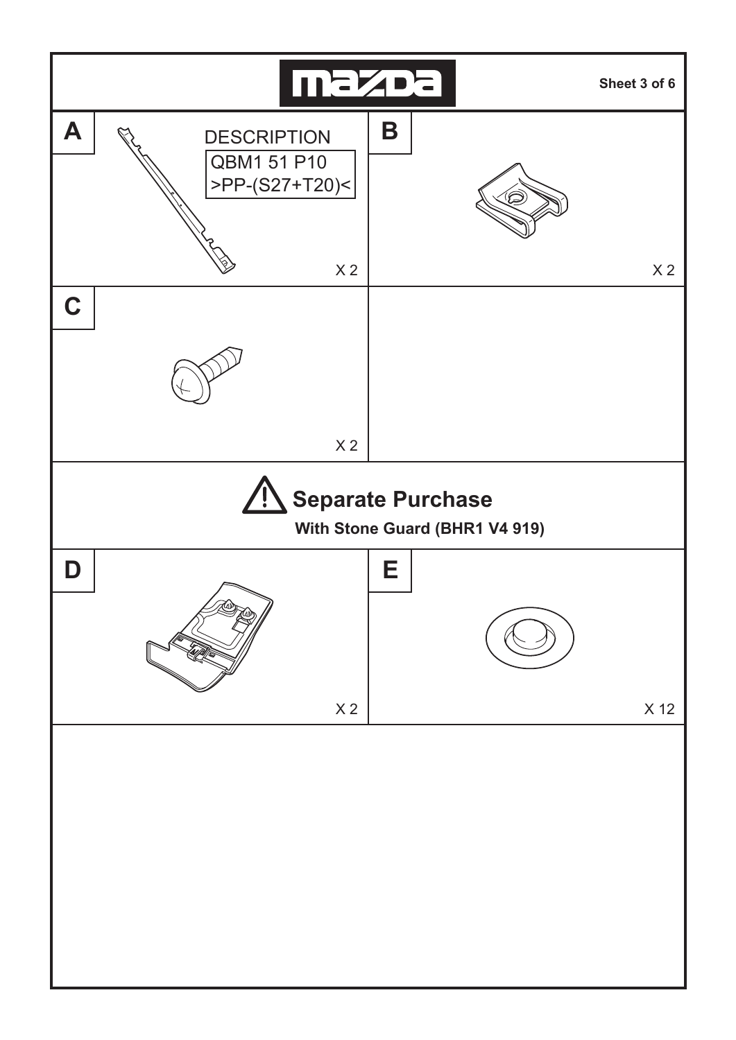**A**

DESCRIPTION

QBM1 51 P10
>PP-(S27+T20)<

X 2

**B**

X 2

**C**

X 2

## ⚠ Separate Purchase

**With Stone Guard (BHR1 V4 919)**

**D**

X 2

**E**

X 12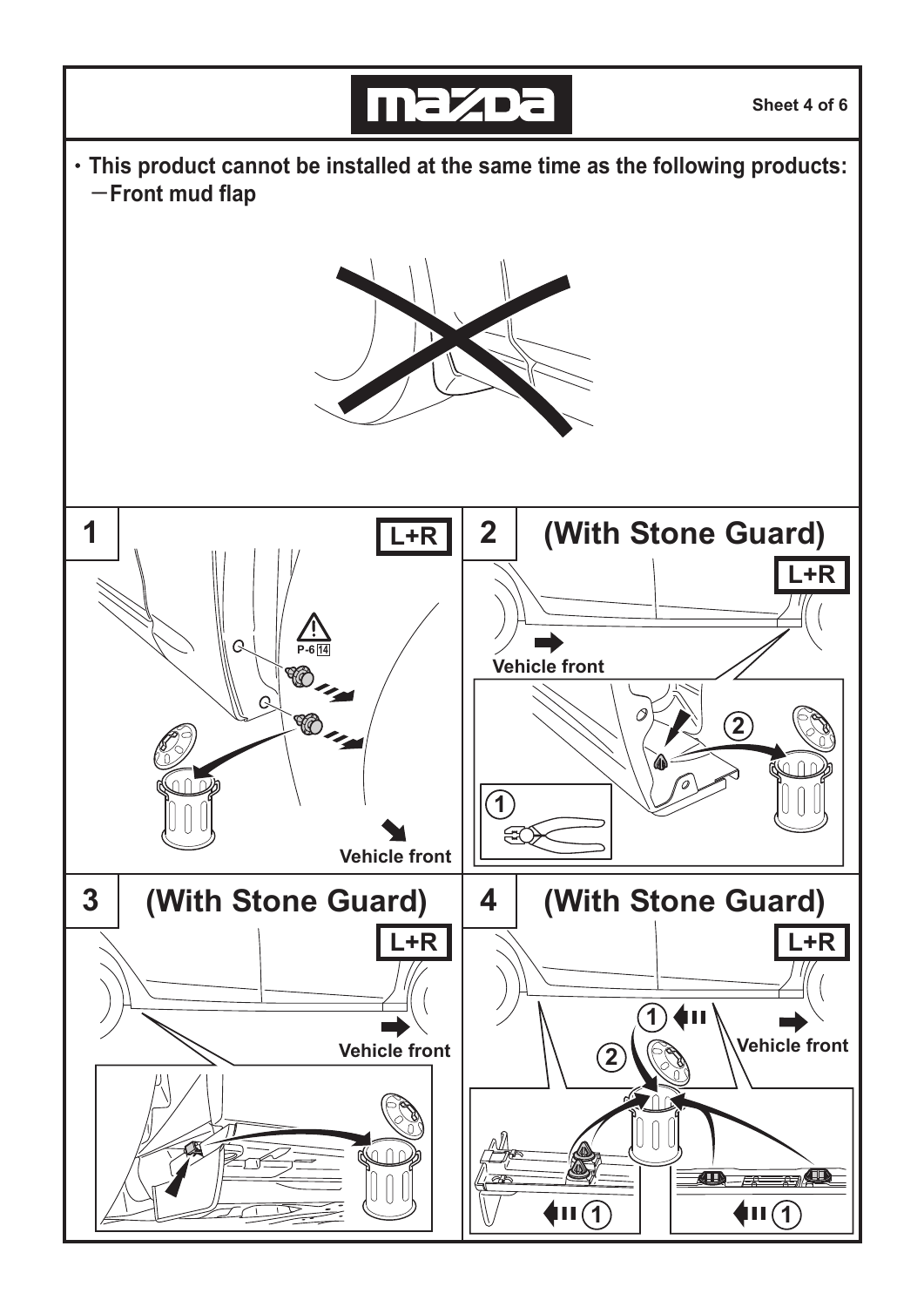- This product cannot be installed at the same time as the following products:
  - Front mud flap

## 1

L+R

P-6 14

Vehicle front

## 2 (With Stone Guard)

L+R

Vehicle front

1

2

## 3 (With Stone Guard)

L+R

Vehicle front

## 4 (With Stone Guard)

L+R

Vehicle front

1

2

1

1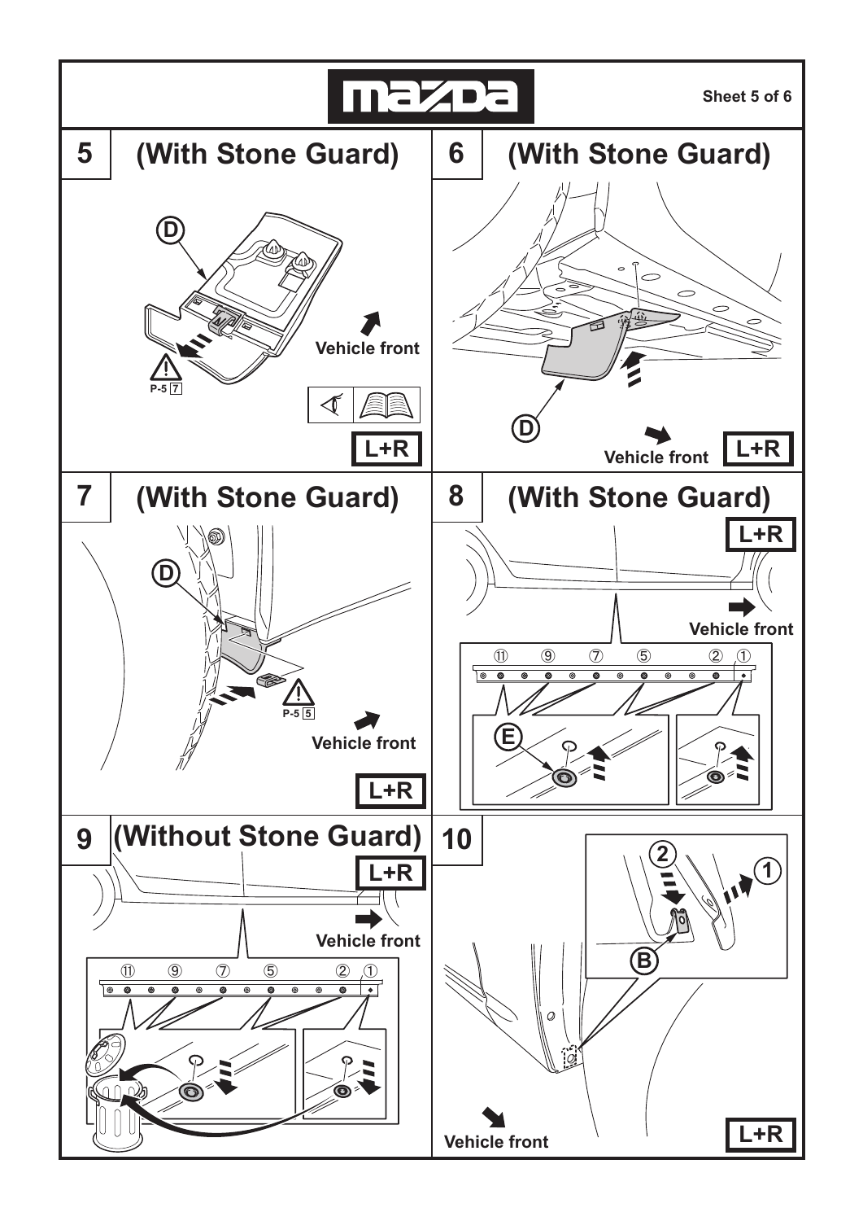## 5 (With Stone Guard)

D

P-5 7

Vehicle front

L+R

## 6 (With Stone Guard)

D

Vehicle front

L+R

## 7 (With Stone Guard)

D

P-5 5

Vehicle front

L+R

## 8 (With Stone Guard)

L+R

Vehicle front

⑪ ⑨ ⑦ ⑤ ② ①

E

## 9 (Without Stone Guard)

L+R

Vehicle front

⑪ ⑨ ⑦ ⑤ ② ①

## 10

2

1

B

Vehicle front

L+R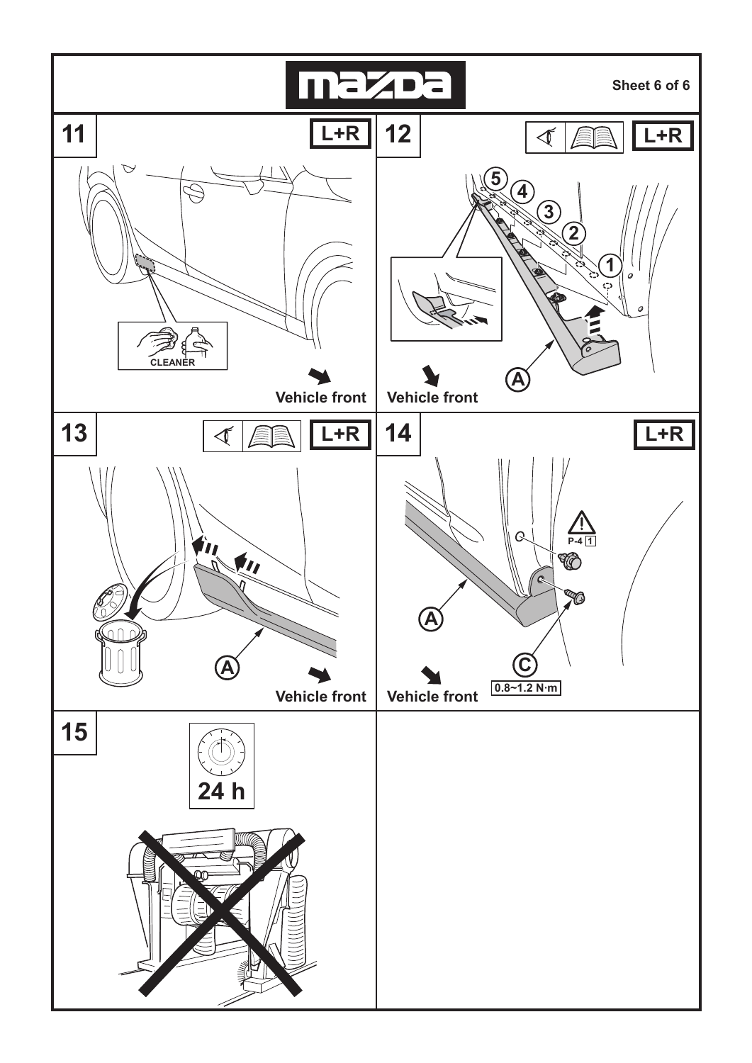## 11

L+R

CLEANER

Vehicle front

## 12

L+R

5 4 3 2 1

A

Vehicle front

## 13

L+R

A

Vehicle front

## 14

L+R

P-4 1

A

C

0.8~1.2 N·m

Vehicle front

## 15

24 h